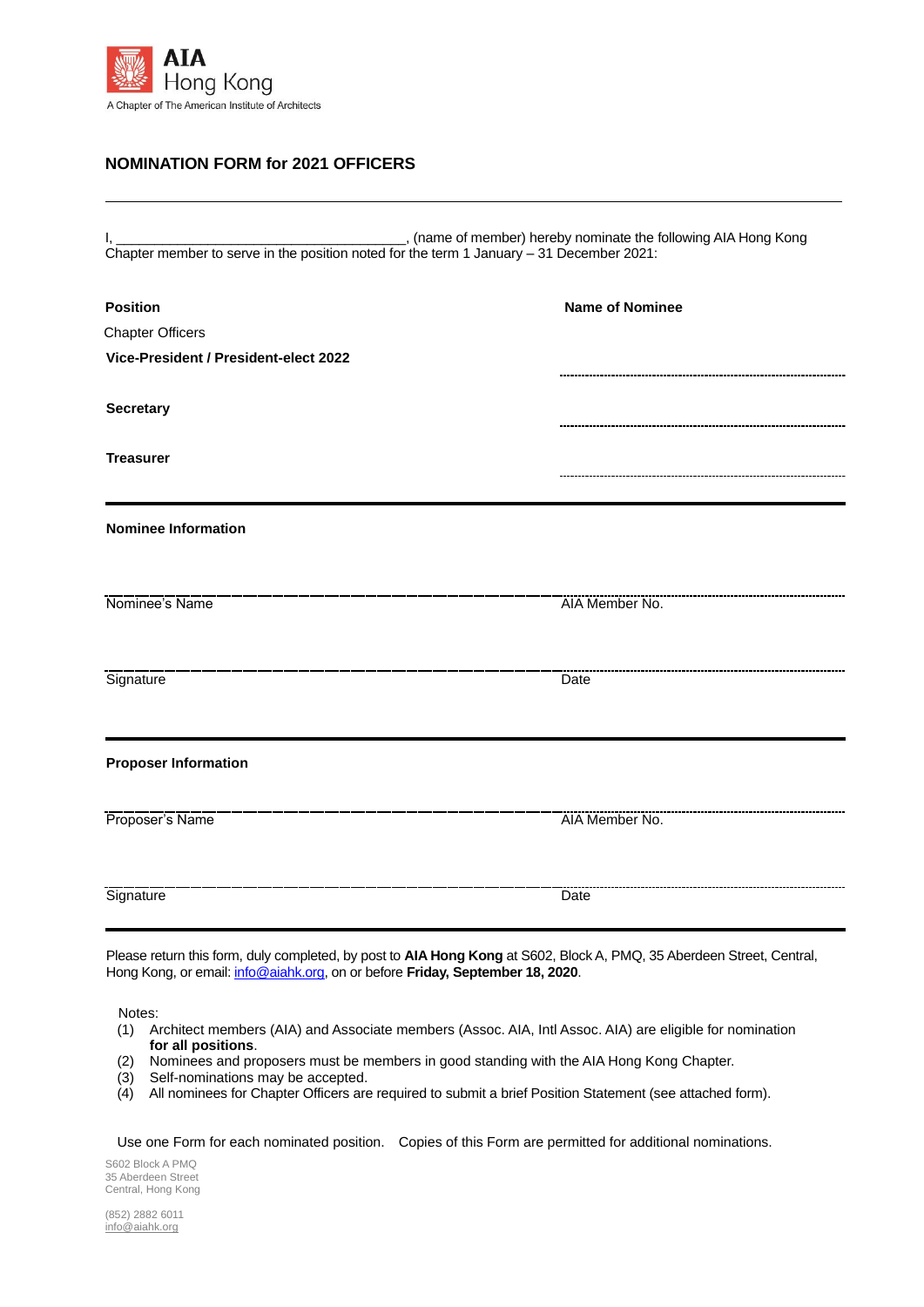**AIA Hong Kong**
A Chapter of The American Institute of Architects

## NOMINATION FORM for 2021 OFFICERS

---

I, \_\_\_\_\_\_\_\_\_\_\_\_\_\_\_\_\_\_\_\_\_\_\_\_\_\_\_\_\_\_\_\_\_\_\_\_\_\_, (name of member) hereby nominate the following AIA Hong Kong Chapter member to serve in the position noted for the term 1 January – 31 December 2021:

| **Position** | **Name of Nominee** |
|---|---|
| Chapter Officers | |
| **Vice-President / President-elect 2022** | .................................................. |
| **Secretary** | .................................................. |
| **Treasurer** | .................................................. |

---

**Nominee Information**

| | |
|---|---|
| \_\_\_\_\_\_\_\_\_\_\_\_\_\_\_\_\_\_\_\_\_\_\_\_\_\_\_\_\_\_\_\_\_\_ | .................................................. |
| Nominee's Name | AIA Member No. |
| \_\_\_\_\_\_\_\_\_\_\_\_\_\_\_\_\_\_\_\_\_\_\_\_\_\_\_\_\_\_\_\_\_\_ | .................................................. |
| Signature | Date |

---

**Proposer Information**

| | |
|---|---|
| \_\_\_\_\_\_\_\_\_\_\_\_\_\_\_\_\_\_\_\_\_\_\_\_\_\_\_\_\_\_\_\_\_\_ | .................................................. |
| Proposer's Name | AIA Member No. |
| \_\_\_\_\_\_\_\_\_\_\_\_\_\_\_\_\_\_\_\_\_\_\_\_\_\_\_\_\_\_\_\_\_\_ | .................................................. |
| Signature | Date |

---

Please return this form, duly completed, by post to **AIA Hong Kong** at S602, Block A, PMQ, 35 Aberdeen Street, Central, Hong Kong, or email: info@aiahk.org, on or before **Friday, September 18, 2020**.

Notes:

1. Architect members (AIA) and Associate members (Assoc. AIA, Intl Assoc. AIA) are eligible for nomination **for all positions**.
2. Nominees and proposers must be members in good standing with the AIA Hong Kong Chapter.
3. Self-nominations may be accepted.
4. All nominees for Chapter Officers are required to submit a brief Position Statement (see attached form).

Use one Form for each nominated position. Copies of this Form are permitted for additional nominations.

S602 Block A PMQ
35 Aberdeen Street
Central, Hong Kong

(852) 2882 6011
info@aiahk.org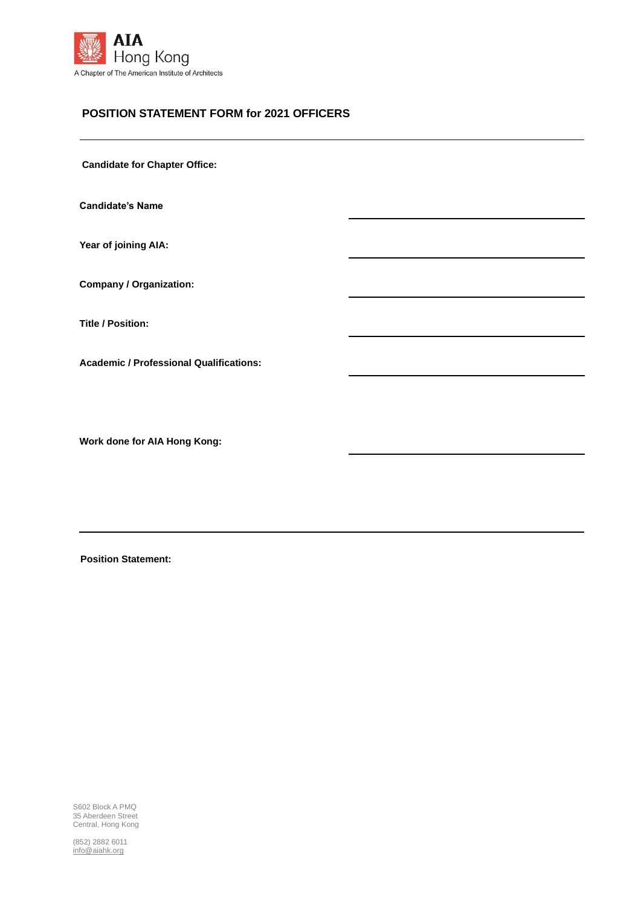AIA Hong Kong

A Chapter of The American Institute of Architects

## POSITION STATEMENT FORM for 2021 OFFICERS

---

**Candidate for Chapter Office:**

**Candidate's Name** \_\_\_\_\_\_\_\_\_\_\_\_\_\_\_\_\_\_\_\_\_\_\_\_\_\_\_\_\_\_

**Year of joining AIA:** \_\_\_\_\_\_\_\_\_\_\_\_\_\_\_\_\_\_\_\_\_\_\_\_\_\_\_\_\_\_

**Company / Organization:** \_\_\_\_\_\_\_\_\_\_\_\_\_\_\_\_\_\_\_\_\_\_\_\_\_\_\_\_\_\_

**Title / Position:** \_\_\_\_\_\_\_\_\_\_\_\_\_\_\_\_\_\_\_\_\_\_\_\_\_\_\_\_\_\_

**Academic / Professional Qualifications:** \_\_\_\_\_\_\_\_\_\_\_\_\_\_\_\_\_\_\_\_\_\_\_\_\_\_\_\_\_\_

**Work done for AIA Hong Kong:** \_\_\_\_\_\_\_\_\_\_\_\_\_\_\_\_\_\_\_\_\_\_\_\_\_\_\_\_\_\_

---

**Position Statement:**

S602 Block A PMQ
35 Aberdeen Street
Central, Hong Kong

(852) 2882 6011
info@aiahk.org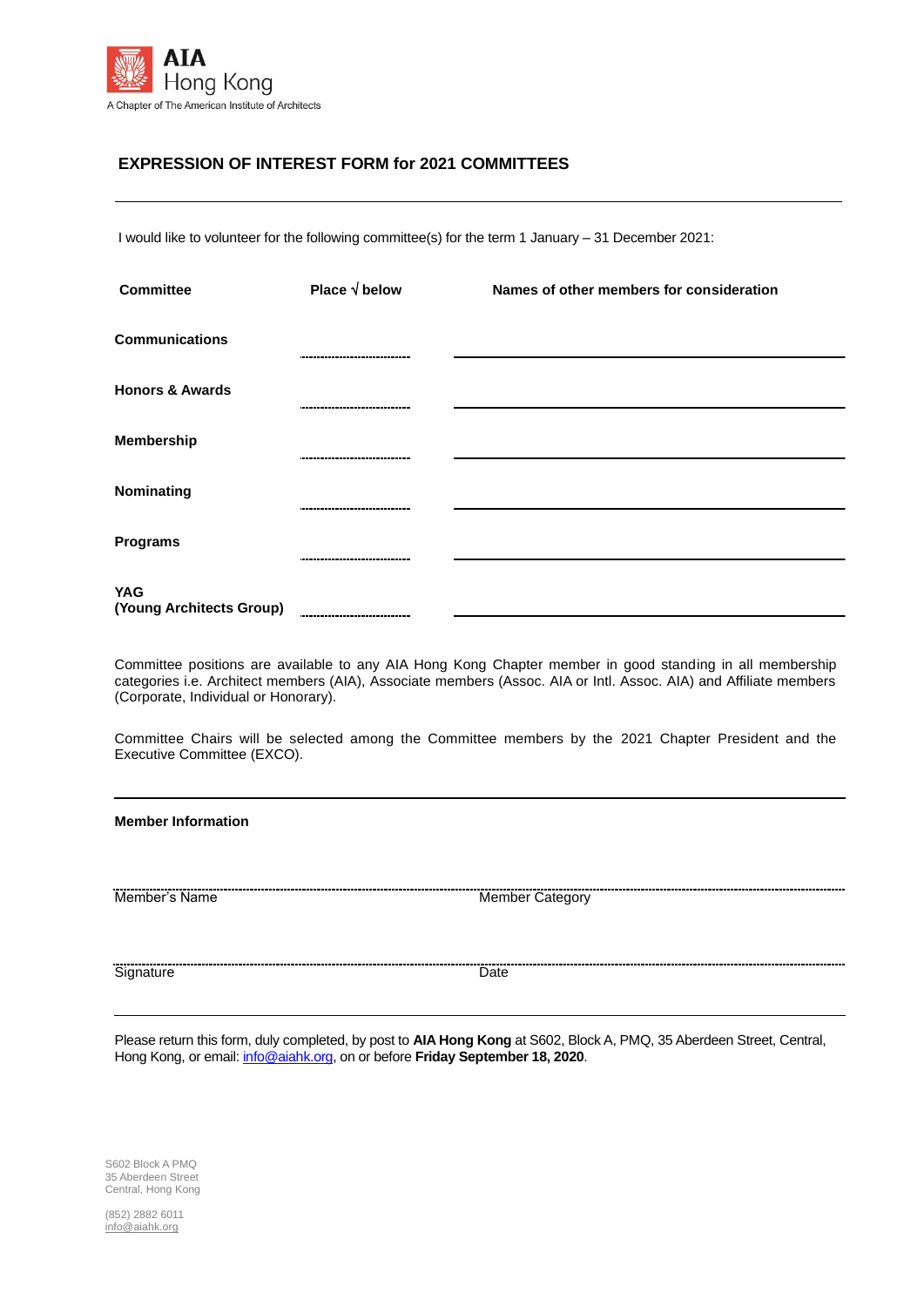**AIA**
Hong Kong
A Chapter of The American Institute of Architects

## EXPRESSION OF INTEREST FORM for 2021 COMMITTEES

I would like to volunteer for the following committee(s) for the term 1 January – 31 December 2021:

| Committee | Place √ below | Names of other members for consideration |
|---|---|---|
| **Communications** | | |
| **Honors & Awards** | | |
| **Membership** | | |
| **Nominating** | | |
| **Programs** | | |
| **YAG (Young Architects Group)** | | |

Committee positions are available to any AIA Hong Kong Chapter member in good standing in all membership categories i.e. Architect members (AIA), Associate members (Assoc. AIA or Intl. Assoc. AIA) and Affiliate members (Corporate, Individual or Honorary).

Committee Chairs will be selected among the Committee members by the 2021 Chapter President and the Executive Committee (EXCO).

**Member Information**

Member's Name ____________________ Member Category ____________________

Signature ____________________ Date ____________________

Please return this form, duly completed, by post to **AIA Hong Kong** at S602, Block A, PMQ, 35 Aberdeen Street, Central, Hong Kong, or email: info@aiahk.org, on or before **Friday September 18, 2020**.

S602 Block A PMQ
35 Aberdeen Street
Central, Hong Kong

(852) 2882 6011
info@aiahk.org